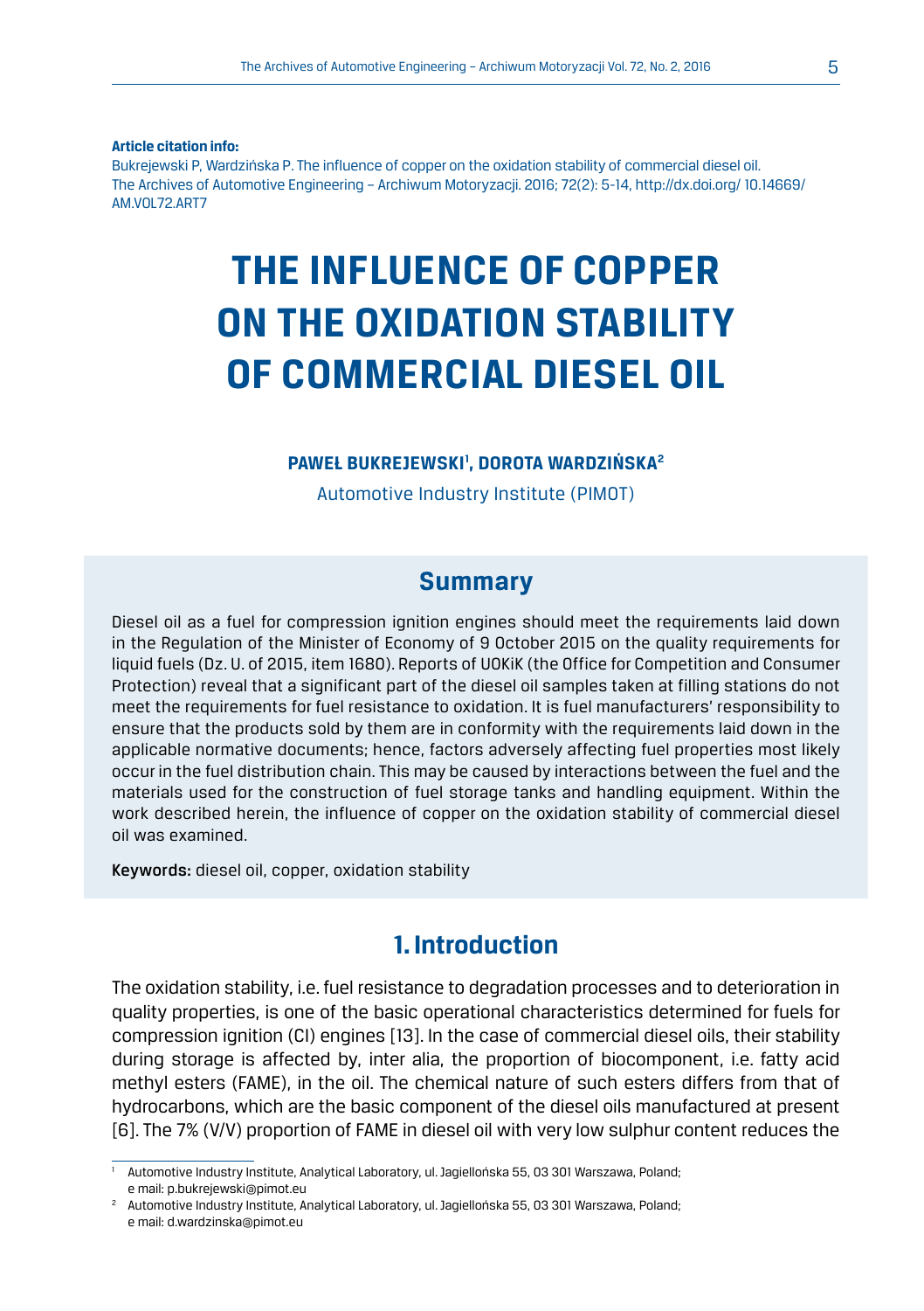**Article citation info:**
Bukrejewski P, Wardzińska P. The influence of copper on the oxidation stability of commercial diesel oil. The Archives of Automotive Engineering – Archiwum Motoryzacji. 2016; 72(2): 5-14, http://dx.doi.org/ 10.14669/AM.VOL72.ART7

# THE INFLUENCE OF COPPER ON THE OXIDATION STABILITY OF COMMERCIAL DIESEL OIL

**PAWEŁ BUKREJEWSKI[1], DOROTA WARDZIŃSKA[2]**

Automotive Industry Institute (PIMOT)

## Summary

Diesel oil as a fuel for compression ignition engines should meet the requirements laid down in the Regulation of the Minister of Economy of 9 October 2015 on the quality requirements for liquid fuels (Dz. U. of 2015, item 1680). Reports of UOKiK (the Office for Competition and Consumer Protection) reveal that a significant part of the diesel oil samples taken at filling stations do not meet the requirements for fuel resistance to oxidation. It is fuel manufacturers' responsibility to ensure that the products sold by them are in conformity with the requirements laid down in the applicable normative documents; hence, factors adversely affecting fuel properties most likely occur in the fuel distribution chain. This may be caused by interactions between the fuel and the materials used for the construction of fuel storage tanks and handling equipment. Within the work described herein, the influence of copper on the oxidation stability of commercial diesel oil was examined.

**Keywords:** diesel oil, copper, oxidation stability

## 1. Introduction

The oxidation stability, i.e. fuel resistance to degradation processes and to deterioration in quality properties, is one of the basic operational characteristics determined for fuels for compression ignition (CI) engines [13]. In the case of commercial diesel oils, their stability during storage is affected by, inter alia, the proportion of biocomponent, i.e. fatty acid methyl esters (FAME), in the oil. The chemical nature of such esters differs from that of hydrocarbons, which are the basic component of the diesel oils manufactured at present [6]. The 7% (V/V) proportion of FAME in diesel oil with very low sulphur content reduces the

---

[1] Automotive Industry Institute, Analytical Laboratory, ul. Jagiellońska 55, 03 301 Warszawa, Poland; e mail: p.bukrejewski@pimot.eu

[2] Automotive Industry Institute, Analytical Laboratory, ul. Jagiellońska 55, 03 301 Warszawa, Poland; e mail: d.wardzinska@pimot.eu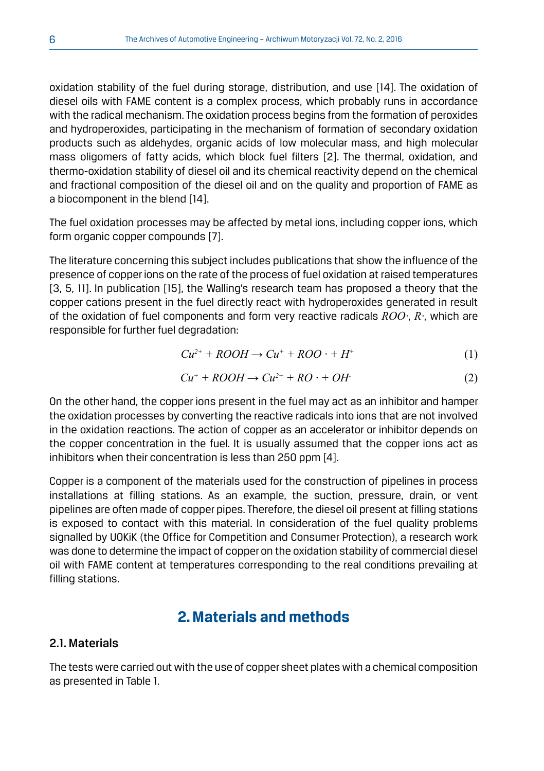oxidation stability of the fuel during storage, distribution, and use [14]. The oxidation of diesel oils with FAME content is a complex process, which probably runs in accordance with the radical mechanism. The oxidation process begins from the formation of peroxides and hydroperoxides, participating in the mechanism of formation of secondary oxidation products such as aldehydes, organic acids of low molecular mass, and high molecular mass oligomers of fatty acids, which block fuel filters [2]. The thermal, oxidation, and thermo-oxidation stability of diesel oil and its chemical reactivity depend on the chemical and fractional composition of the diesel oil and on the quality and proportion of FAME as a biocomponent in the blend [14].

The fuel oxidation processes may be affected by metal ions, including copper ions, which form organic copper compounds [7].

The literature concerning this subject includes publications that show the influence of the presence of copper ions on the rate of the process of fuel oxidation at raised temperatures [3, 5, 11]. In publication [15], the Walling's research team has proposed a theory that the copper cations present in the fuel directly react with hydroperoxides generated in result of the oxidation of fuel components and form very reactive radicals $ROO\cdot$, $R\cdot$, which are responsible for further fuel degradation:

$$Cu^{2+} + ROOH \rightarrow Cu^{+} + ROO \cdot + H^{+} \tag{1}$$

$$Cu^{+} + ROOH \rightarrow Cu^{2+} + RO \cdot + OH^{-} \tag{2}$$

On the other hand, the copper ions present in the fuel may act as an inhibitor and hamper the oxidation processes by converting the reactive radicals into ions that are not involved in the oxidation reactions. The action of copper as an accelerator or inhibitor depends on the copper concentration in the fuel. It is usually assumed that the copper ions act as inhibitors when their concentration is less than 250 ppm [4].

Copper is a component of the materials used for the construction of pipelines in process installations at filling stations. As an example, the suction, pressure, drain, or vent pipelines are often made of copper pipes. Therefore, the diesel oil present at filling stations is exposed to contact with this material. In consideration of the fuel quality problems signalled by UOKiK (the Office for Competition and Consumer Protection), a research work was done to determine the impact of copper on the oxidation stability of commercial diesel oil with FAME content at temperatures corresponding to the real conditions prevailing at filling stations.

## 2. Materials and methods

### 2.1. Materials

The tests were carried out with the use of copper sheet plates with a chemical composition as presented in Table 1.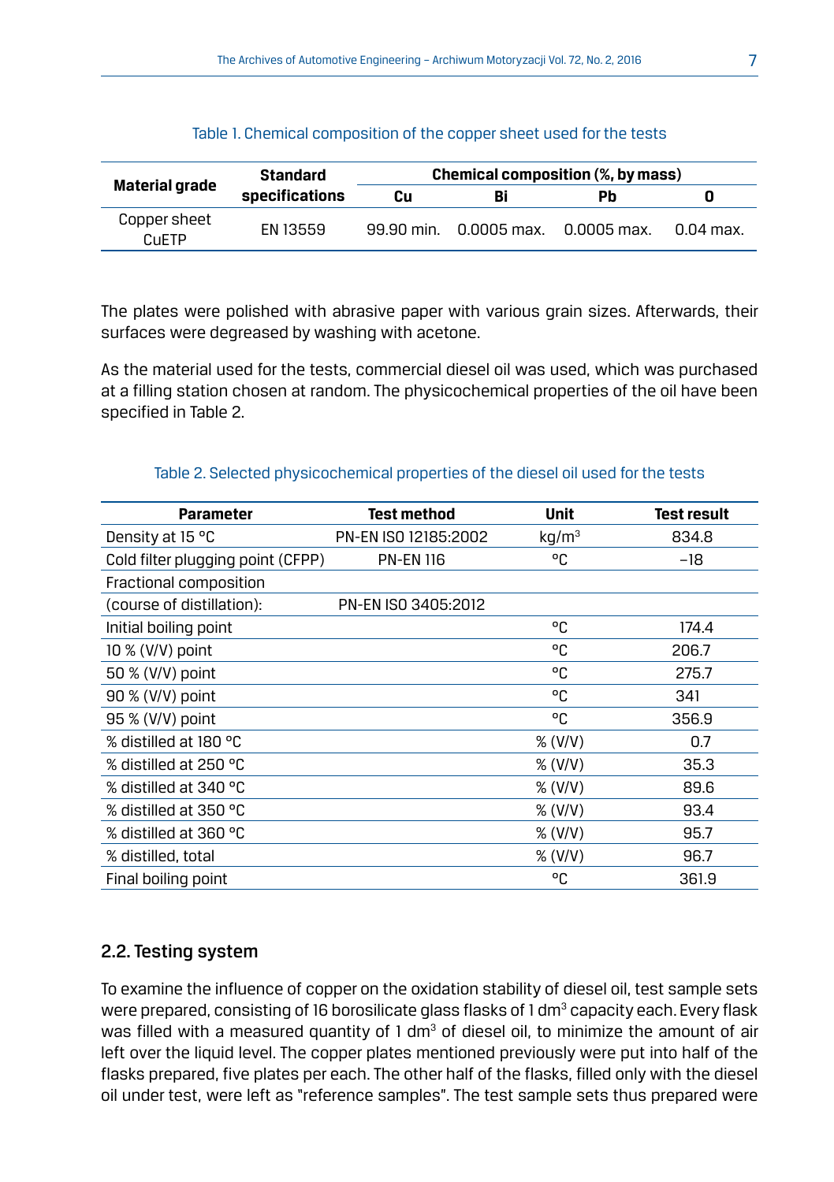Table 1. Chemical composition of the copper sheet used for the tests

| Material grade | Standard specifications | Chemical composition (%, by mass) | | | |
|---|---|---|---|---|---|
| | | Cu | Bi | Pb | O |
| Copper sheet CuETP | EN 13559 | 99.90 min. | 0.0005 max. | 0.0005 max. | 0.04 max. |

The plates were polished with abrasive paper with various grain sizes. Afterwards, their surfaces were degreased by washing with acetone.

As the material used for the tests, commercial diesel oil was used, which was purchased at a filling station chosen at random. The physicochemical properties of the oil have been specified in Table 2.

Table 2. Selected physicochemical properties of the diesel oil used for the tests

| Parameter | Test method | Unit | Test result |
|---|---|---|---|
| Density at 15 °C | PN-EN ISO 12185:2002 | kg/m$^3$ | 834.8 |
| Cold filter plugging point (CFPP) | PN-EN 116 | °C | −18 |
| Fractional composition | | | |
| (course of distillation): | PN-EN ISO 3405:2012 | | |
| Initial boiling point | | °C | 174.4 |
| 10 % (V/V) point | | °C | 206.7 |
| 50 % (V/V) point | | °C | 275.7 |
| 90 % (V/V) point | | °C | 341 |
| 95 % (V/V) point | | °C | 356.9 |
| % distilled at 180 °C | | % (V/V) | 0.7 |
| % distilled at 250 °C | | % (V/V) | 35.3 |
| % distilled at 340 °C | | % (V/V) | 89.6 |
| % distilled at 350 °C | | % (V/V) | 93.4 |
| % distilled at 360 °C | | % (V/V) | 95.7 |
| % distilled, total | | % (V/V) | 96.7 |
| Final boiling point | | °C | 361.9 |

## 2.2. Testing system

To examine the influence of copper on the oxidation stability of diesel oil, test sample sets were prepared, consisting of 16 borosilicate glass flasks of 1 dm$^3$ capacity each. Every flask was filled with a measured quantity of 1 dm$^3$ of diesel oil, to minimize the amount of air left over the liquid level. The copper plates mentioned previously were put into half of the flasks prepared, five plates per each. The other half of the flasks, filled only with the diesel oil under test, were left as "reference samples". The test sample sets thus prepared were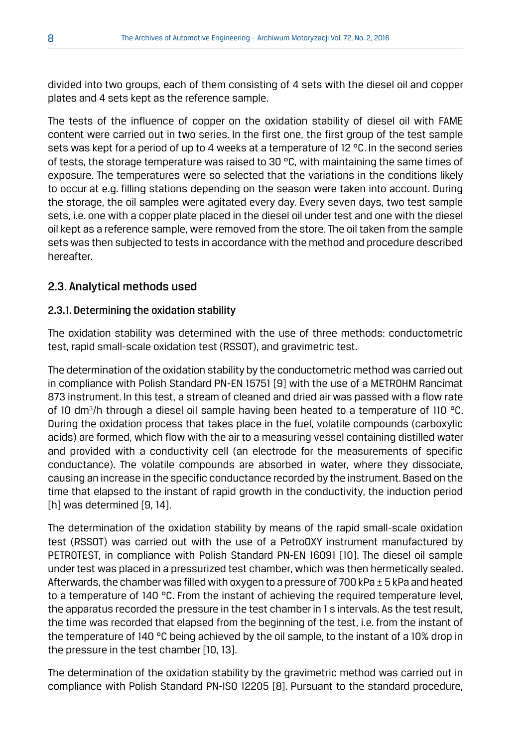divided into two groups, each of them consisting of 4 sets with the diesel oil and copper plates and 4 sets kept as the reference sample.

The tests of the influence of copper on the oxidation stability of diesel oil with FAME content were carried out in two series. In the first one, the first group of the test sample sets was kept for a period of up to 4 weeks at a temperature of 12 °C. In the second series of tests, the storage temperature was raised to 30 °C, with maintaining the same times of exposure. The temperatures were so selected that the variations in the conditions likely to occur at e.g. filling stations depending on the season were taken into account. During the storage, the oil samples were agitated every day. Every seven days, two test sample sets, i.e. one with a copper plate placed in the diesel oil under test and one with the diesel oil kept as a reference sample, were removed from the store. The oil taken from the sample sets was then subjected to tests in accordance with the method and procedure described hereafter.

## 2.3. Analytical methods used

### 2.3.1. Determining the oxidation stability

The oxidation stability was determined with the use of three methods: conductometric test, rapid small-scale oxidation test (RSSOT), and gravimetric test.

The determination of the oxidation stability by the conductometric method was carried out in compliance with Polish Standard PN-EN 15751 [9] with the use of a METROHM Rancimat 873 instrument. In this test, a stream of cleaned and dried air was passed with a flow rate of 10 $dm^3$/h through a diesel oil sample having been heated to a temperature of 110 °C. During the oxidation process that takes place in the fuel, volatile compounds (carboxylic acids) are formed, which flow with the air to a measuring vessel containing distilled water and provided with a conductivity cell (an electrode for the measurements of specific conductance). The volatile compounds are absorbed in water, where they dissociate, causing an increase in the specific conductance recorded by the instrument. Based on the time that elapsed to the instant of rapid growth in the conductivity, the induction period [h] was determined [9, 14].

The determination of the oxidation stability by means of the rapid small-scale oxidation test (RSSOT) was carried out with the use of a PetroOXY instrument manufactured by PETROTEST, in compliance with Polish Standard PN-EN 16091 [10]. The diesel oil sample under test was placed in a pressurized test chamber, which was then hermetically sealed. Afterwards, the chamber was filled with oxygen to a pressure of 700 kPa ± 5 kPa and heated to a temperature of 140 °C. From the instant of achieving the required temperature level, the apparatus recorded the pressure in the test chamber in 1 s intervals. As the test result, the time was recorded that elapsed from the beginning of the test, i.e. from the instant of the temperature of 140 °C being achieved by the oil sample, to the instant of a 10% drop in the pressure in the test chamber [10, 13].

The determination of the oxidation stability by the gravimetric method was carried out in compliance with Polish Standard PN-ISO 12205 [8]. Pursuant to the standard procedure,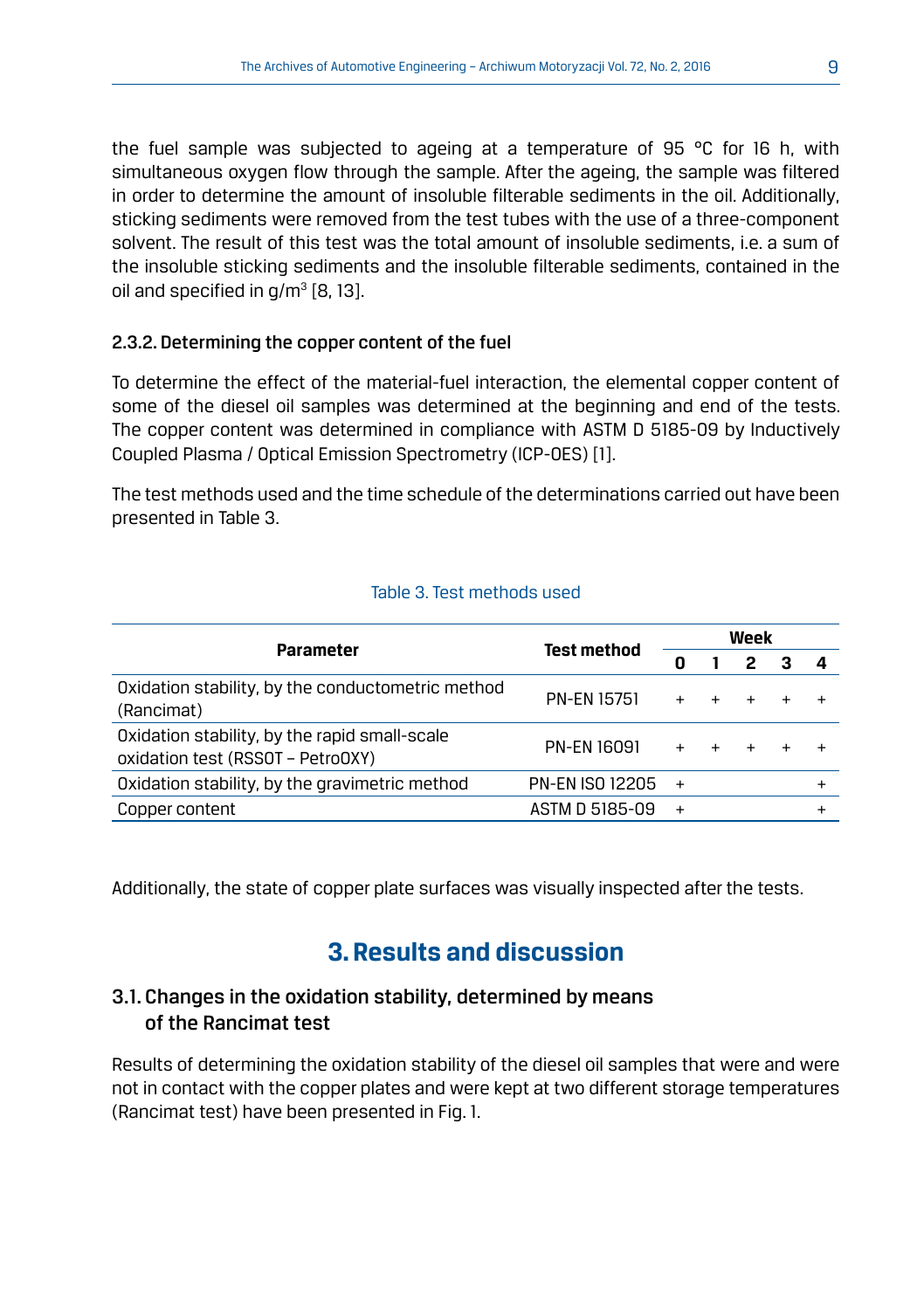the fuel sample was subjected to ageing at a temperature of 95 °C for 16 h, with simultaneous oxygen flow through the sample. After the ageing, the sample was filtered in order to determine the amount of insoluble filterable sediments in the oil. Additionally, sticking sediments were removed from the test tubes with the use of a three-component solvent. The result of this test was the total amount of insoluble sediments, i.e. a sum of the insoluble sticking sediments and the insoluble filterable sediments, contained in the oil and specified in g/m$^3$ [8, 13].

### 2.3.2. Determining the copper content of the fuel

To determine the effect of the material-fuel interaction, the elemental copper content of some of the diesel oil samples was determined at the beginning and end of the tests. The copper content was determined in compliance with ASTM D 5185-09 by Inductively Coupled Plasma / Optical Emission Spectrometry (ICP-OES) [1].

The test methods used and the time schedule of the determinations carried out have been presented in Table 3.

Table 3. Test methods used

| Parameter | Test method | Week | | | | |
|---|---|---|---|---|---|---|
| | | 0 | 1 | 2 | 3 | 4 |
| Oxidation stability, by the conductometric method (Rancimat) | PN-EN 15751 | + | + | + | + | + |
| Oxidation stability, by the rapid small-scale oxidation test (RSSOT – PetroOXY) | PN-EN 16091 | + | + | + | + | + |
| Oxidation stability, by the gravimetric method | PN-EN ISO 12205 | + | | | | + |
| Copper content | ASTM D 5185-09 | + | | | | + |

Additionally, the state of copper plate surfaces was visually inspected after the tests.

## 3. Results and discussion

### 3.1. Changes in the oxidation stability, determined by means of the Rancimat test

Results of determining the oxidation stability of the diesel oil samples that were and were not in contact with the copper plates and were kept at two different storage temperatures (Rancimat test) have been presented in Fig. 1.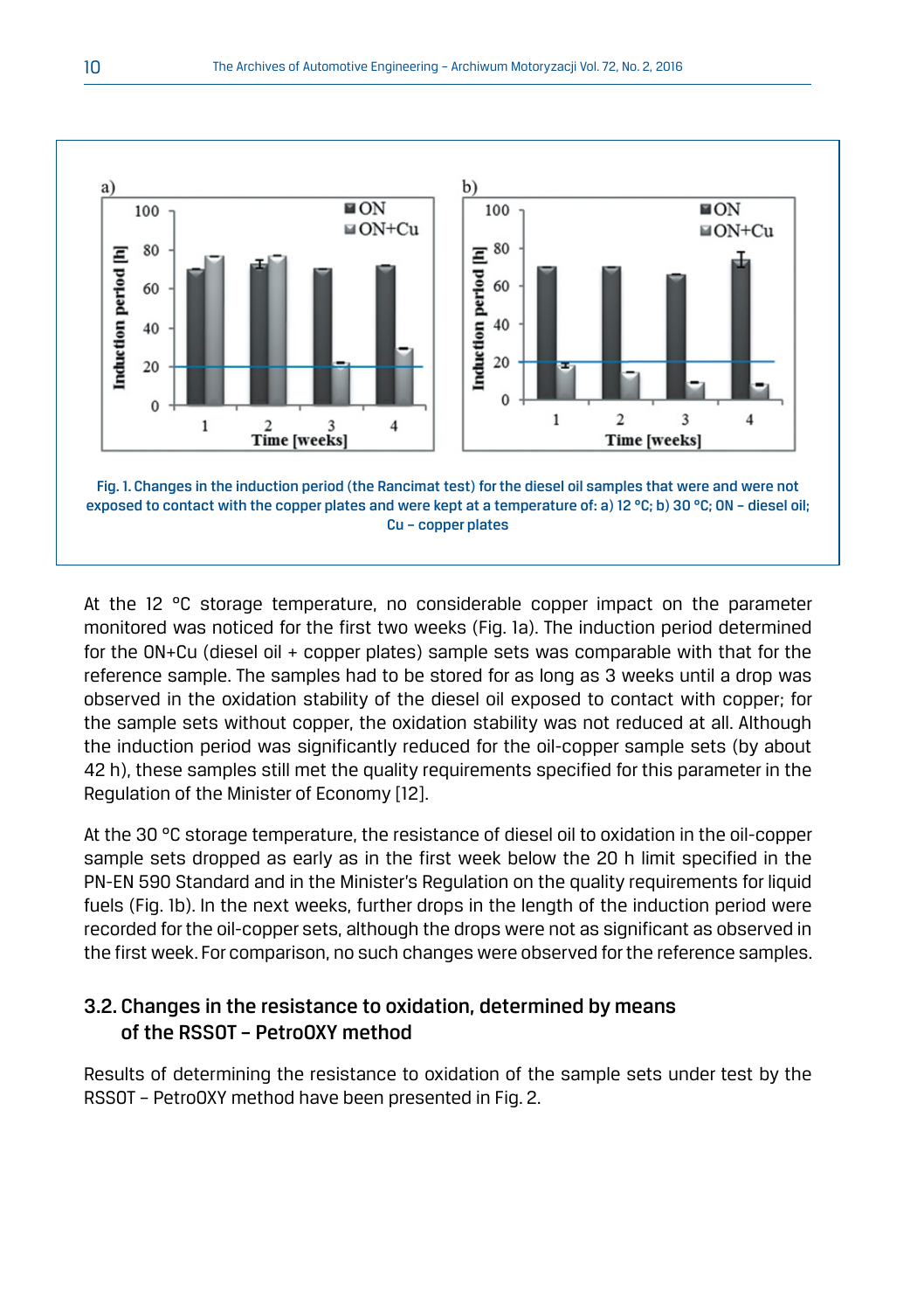Fig. 1. Changes in the induction period (the Rancimat test) for the diesel oil samples that were and were not exposed to contact with the copper plates and were kept at a temperature of: a) 12 °C; b) 30 °C; ON – diesel oil; Cu – copper plates

At the 12 °C storage temperature, no considerable copper impact on the parameter monitored was noticed for the first two weeks (Fig. 1a). The induction period determined for the ON+Cu (diesel oil + copper plates) sample sets was comparable with that for the reference sample. The samples had to be stored for as long as 3 weeks until a drop was observed in the oxidation stability of the diesel oil exposed to contact with copper; for the sample sets without copper, the oxidation stability was not reduced at all. Although the induction period was significantly reduced for the oil-copper sample sets (by about 42 h), these samples still met the quality requirements specified for this parameter in the Regulation of the Minister of Economy [12].

At the 30 °C storage temperature, the resistance of diesel oil to oxidation in the oil-copper sample sets dropped as early as in the first week below the 20 h limit specified in the PN-EN 590 Standard and in the Minister's Regulation on the quality requirements for liquid fuels (Fig. 1b). In the next weeks, further drops in the length of the induction period were recorded for the oil-copper sets, although the drops were not as significant as observed in the first week. For comparison, no such changes were observed for the reference samples.

### 3.2. Changes in the resistance to oxidation, determined by means of the RSSOT – PetroOXY method

Results of determining the resistance to oxidation of the sample sets under test by the RSSOT – PetroOXY method have been presented in Fig. 2.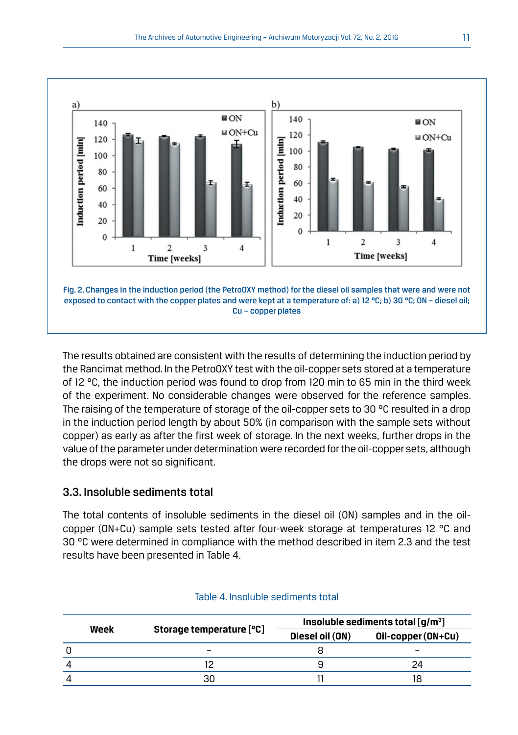Fig. 2. Changes in the induction period (the PetroOXY method) for the diesel oil samples that were and were not exposed to contact with the copper plates and were kept at a temperature of: a) 12 °C; b) 30 °C; ON – diesel oil; Cu – copper plates

The results obtained are consistent with the results of determining the induction period by the Rancimat method. In the PetroOXY test with the oil-copper sets stored at a temperature of 12 °C, the induction period was found to drop from 120 min to 65 min in the third week of the experiment. No considerable changes were observed for the reference samples. The raising of the temperature of storage of the oil-copper sets to 30 °C resulted in a drop in the induction period length by about 50% (in comparison with the sample sets without copper) as early as after the first week of storage. In the next weeks, further drops in the value of the parameter under determination were recorded for the oil-copper sets, although the drops were not so significant.

## 3.3. Insoluble sediments total

The total contents of insoluble sediments in the diesel oil (ON) samples and in the oil-copper (ON+Cu) sample sets tested after four-week storage at temperatures 12 °C and 30 °C were determined in compliance with the method described in item 2.3 and the test results have been presented in Table 4.

Table 4. Insoluble sediments total

| Week | Storage temperature [°C] | Insoluble sediments total [g/m$^3$] | |
|---|---|---|---|
| | | Diesel oil (ON) | Oil-copper (ON+Cu) |
| 0 | – | 8 | – |
| 4 | 12 | 9 | 24 |
| 4 | 30 | 11 | 18 |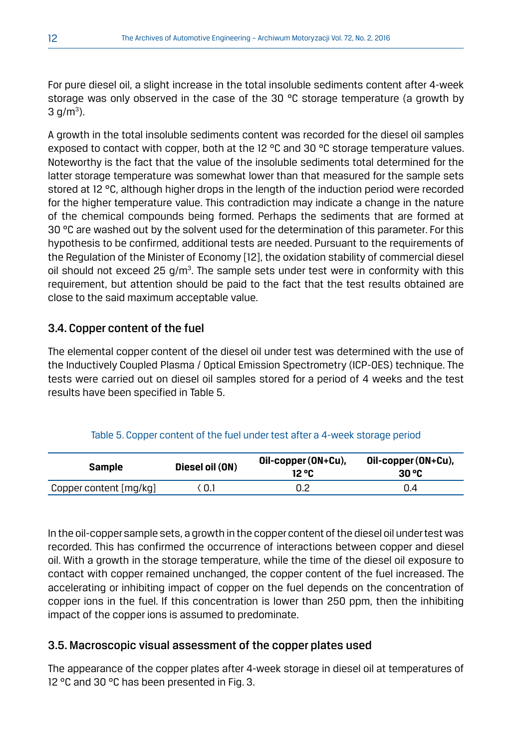For pure diesel oil, a slight increase in the total insoluble sediments content after 4-week storage was only observed in the case of the 30 °C storage temperature (a growth by 3 g/m$^3$).

A growth in the total insoluble sediments content was recorded for the diesel oil samples exposed to contact with copper, both at the 12 °C and 30 °C storage temperature values. Noteworthy is the fact that the value of the insoluble sediments total determined for the latter storage temperature was somewhat lower than that measured for the sample sets stored at 12 °C, although higher drops in the length of the induction period were recorded for the higher temperature value. This contradiction may indicate a change in the nature of the chemical compounds being formed. Perhaps the sediments that are formed at 30 °C are washed out by the solvent used for the determination of this parameter. For this hypothesis to be confirmed, additional tests are needed. Pursuant to the requirements of the Regulation of the Minister of Economy [12], the oxidation stability of commercial diesel oil should not exceed 25 g/m$^3$. The sample sets under test were in conformity with this requirement, but attention should be paid to the fact that the test results obtained are close to the said maximum acceptable value.

### 3.4. Copper content of the fuel

The elemental copper content of the diesel oil under test was determined with the use of the Inductively Coupled Plasma / Optical Emission Spectrometry (ICP-OES) technique. The tests were carried out on diesel oil samples stored for a period of 4 weeks and the test results have been specified in Table 5.

Table 5. Copper content of the fuel under test after a 4-week storage period

| Sample | Diesel oil (ON) | Oil-copper (ON+Cu), 12 °C | Oil-copper (ON+Cu), 30 °C |
|---|---|---|---|
| Copper content [mg/kg] | < 0.1 | 0.2 | 0.4 |

In the oil-copper sample sets, a growth in the copper content of the diesel oil under test was recorded. This has confirmed the occurrence of interactions between copper and diesel oil. With a growth in the storage temperature, while the time of the diesel oil exposure to contact with copper remained unchanged, the copper content of the fuel increased. The accelerating or inhibiting impact of copper on the fuel depends on the concentration of copper ions in the fuel. If this concentration is lower than 250 ppm, then the inhibiting impact of the copper ions is assumed to predominate.

### 3.5. Macroscopic visual assessment of the copper plates used

The appearance of the copper plates after 4-week storage in diesel oil at temperatures of 12 °C and 30 °C has been presented in Fig. 3.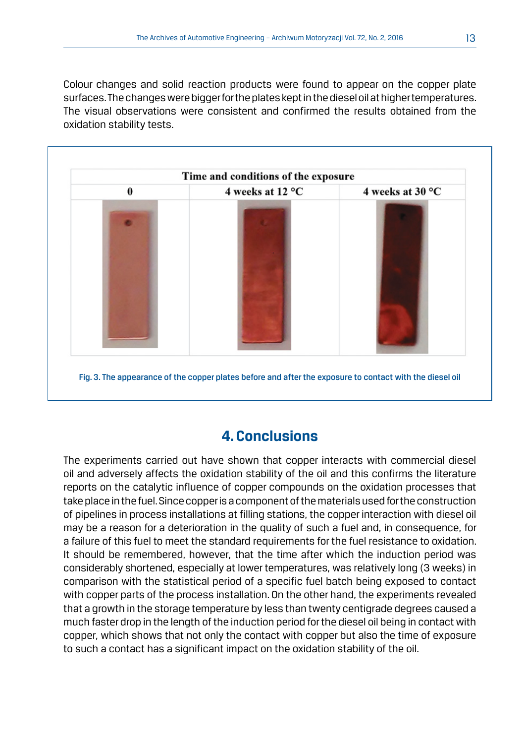Colour changes and solid reaction products were found to appear on the copper plate surfaces. The changes were bigger for the plates kept in the diesel oil at higher temperatures. The visual observations were consistent and confirmed the results obtained from the oxidation stability tests.

| Time and conditions of the exposure | | |
|---|---|---|
| 0 | 4 weeks at 12 °C | 4 weeks at 30 °C |

Fig. 3. The appearance of the copper plates before and after the exposure to contact with the diesel oil

## 4. Conclusions

The experiments carried out have shown that copper interacts with commercial diesel oil and adversely affects the oxidation stability of the oil and this confirms the literature reports on the catalytic influence of copper compounds on the oxidation processes that take place in the fuel. Since copper is a component of the materials used for the construction of pipelines in process installations at filling stations, the copper interaction with diesel oil may be a reason for a deterioration in the quality of such a fuel and, in consequence, for a failure of this fuel to meet the standard requirements for the fuel resistance to oxidation. It should be remembered, however, that the time after which the induction period was considerably shortened, especially at lower temperatures, was relatively long (3 weeks) in comparison with the statistical period of a specific fuel batch being exposed to contact with copper parts of the process installation. On the other hand, the experiments revealed that a growth in the storage temperature by less than twenty centigrade degrees caused a much faster drop in the length of the induction period for the diesel oil being in contact with copper, which shows that not only the contact with copper but also the time of exposure to such a contact has a significant impact on the oxidation stability of the oil.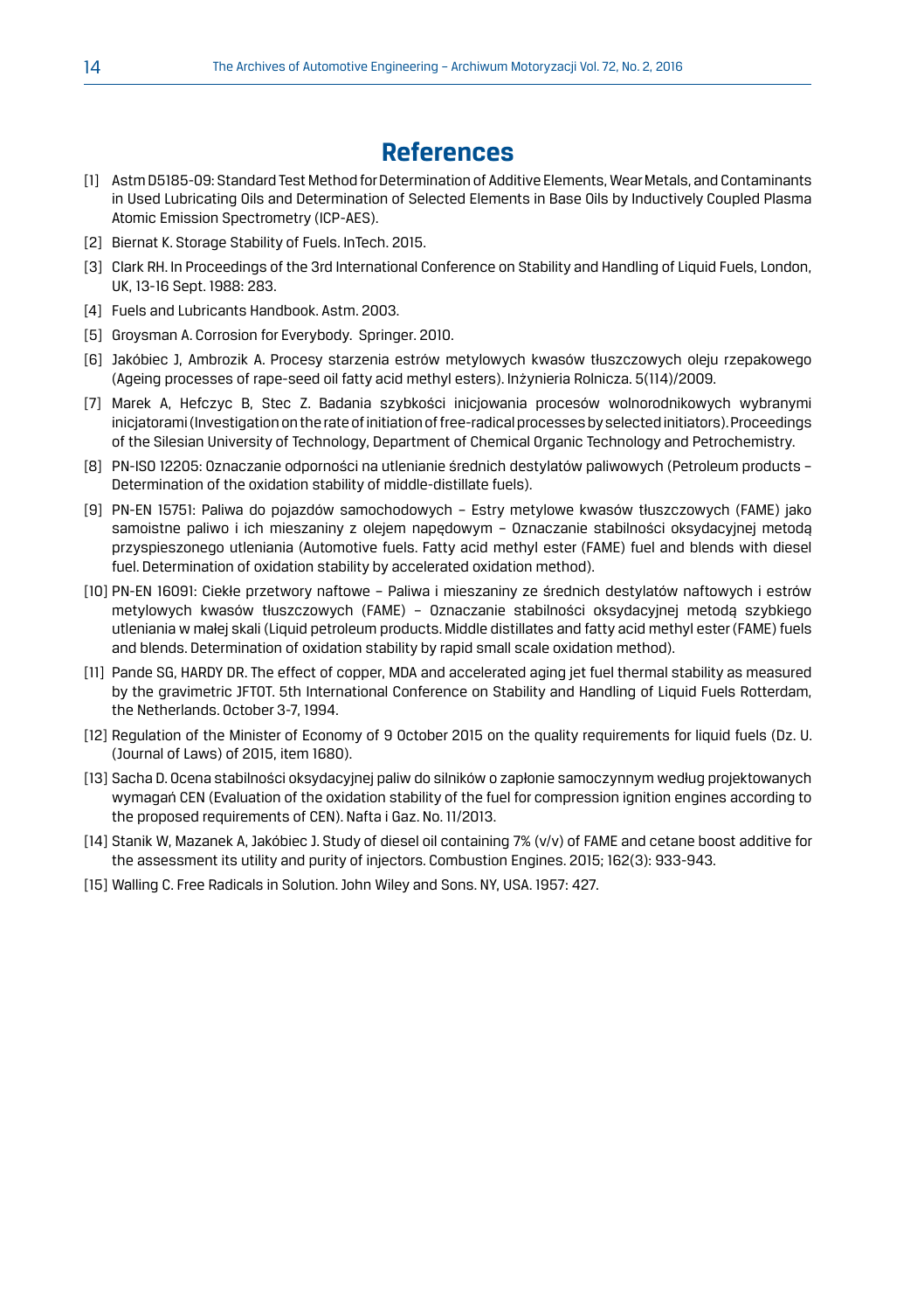# References

[1] Astm D5185-09: Standard Test Method for Determination of Additive Elements, Wear Metals, and Contaminants in Used Lubricating Oils and Determination of Selected Elements in Base Oils by Inductively Coupled Plasma Atomic Emission Spectrometry (ICP-AES).

[2] Biernat K. Storage Stability of Fuels. InTech. 2015.

[3] Clark RH. In Proceedings of the 3rd International Conference on Stability and Handling of Liquid Fuels, London, UK, 13-16 Sept. 1988: 283.

[4] Fuels and Lubricants Handbook. Astm. 2003.

[5] Groysman A. Corrosion for Everybody. Springer. 2010.

[6] Jakóbiec J, Ambrozik A. Procesy starzenia estrów metylowych kwasów tłuszczowych oleju rzepakowego (Ageing processes of rape-seed oil fatty acid methyl esters). Inżynieria Rolnicza. 5(114)/2009.

[7] Marek A, Hefczyc B, Stec Z. Badania szybkości inicjowania procesów wolnorodnikowych wybranymi inicjatorami (Investigation on the rate of initiation of free-radical processes by selected initiators). Proceedings of the Silesian University of Technology, Department of Chemical Organic Technology and Petrochemistry.

[8] PN-ISO 12205: Oznaczanie odporności na utlenianie średnich destylatów paliwowych (Petroleum products – Determination of the oxidation stability of middle-distillate fuels).

[9] PN-EN 15751: Paliwa do pojazdów samochodowych – Estry metylowe kwasów tłuszczowych (FAME) jako samoistne paliwo i ich mieszaniny z olejem napędowym – Oznaczanie stabilności oksydacyjnej metodą przyspieszonego utleniania (Automotive fuels. Fatty acid methyl ester (FAME) fuel and blends with diesel fuel. Determination of oxidation stability by accelerated oxidation method).

[10] PN-EN 16091: Ciekłe przetwory naftowe – Paliwa i mieszaniny ze średnich destylatów naftowych i estrów metylowych kwasów tłuszczowych (FAME) – Oznaczanie stabilności oksydacyjnej metodą szybkiego utleniania w małej skali (Liquid petroleum products. Middle distillates and fatty acid methyl ester (FAME) fuels and blends. Determination of oxidation stability by rapid small scale oxidation method).

[11] Pande SG, HARDY DR. The effect of copper, MDA and accelerated aging jet fuel thermal stability as measured by the gravimetric JFTOT. 5th International Conference on Stability and Handling of Liquid Fuels Rotterdam, the Netherlands. October 3-7, 1994.

[12] Regulation of the Minister of Economy of 9 October 2015 on the quality requirements for liquid fuels (Dz. U. (Journal of Laws) of 2015, item 1680).

[13] Sacha D. Ocena stabilności oksydacyjnej paliw do silników o zapłonie samoczynnym według projektowanych wymagań CEN (Evaluation of the oxidation stability of the fuel for compression ignition engines according to the proposed requirements of CEN). Nafta i Gaz. No. 11/2013.

[14] Stanik W, Mazanek A, Jakóbiec J. Study of diesel oil containing 7% (v/v) of FAME and cetane boost additive for the assessment its utility and purity of injectors. Combustion Engines. 2015; 162(3): 933-943.

[15] Walling C. Free Radicals in Solution. John Wiley and Sons. NY, USA. 1957: 427.